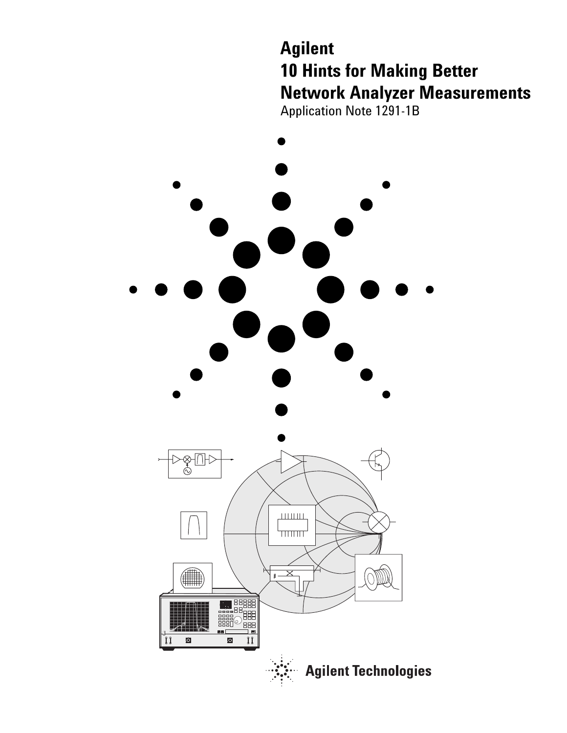# Agilent
# 10 Hints for Making Better Network Analyzer Measurements

Application Note 1291-1B

Agilent Technologies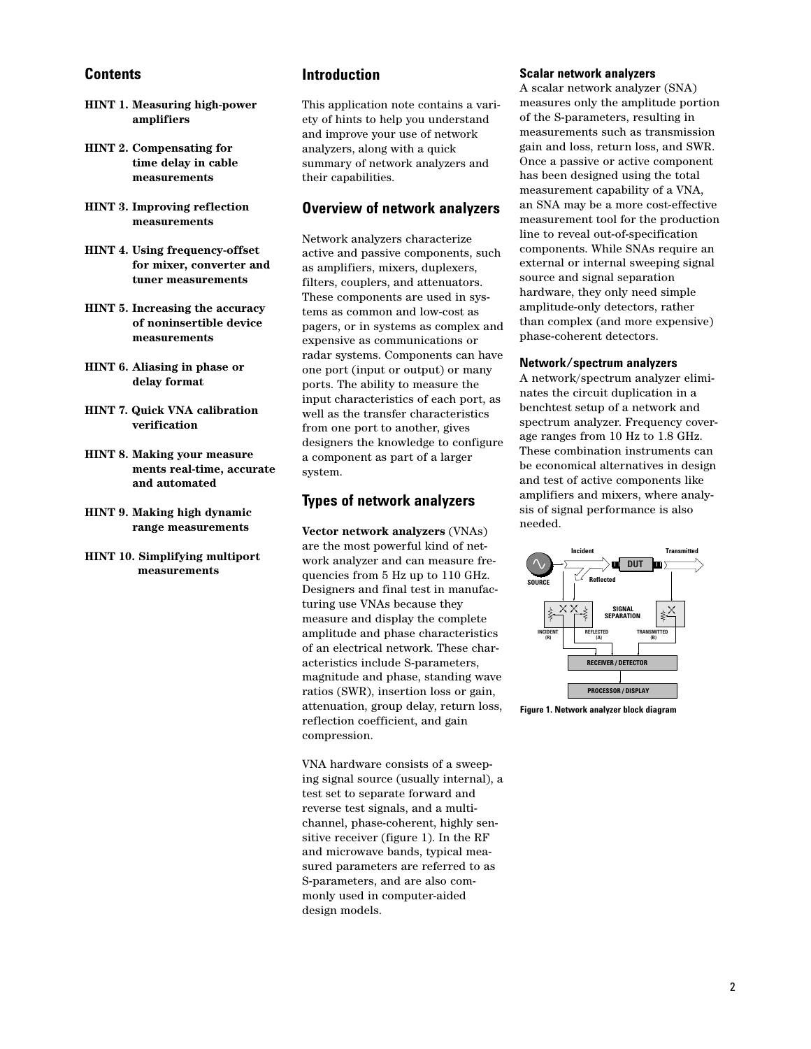## Contents

**HINT 1. Measuring high-power amplifiers**

**HINT 2. Compensating for time delay in cable measurements**

**HINT 3. Improving reflection measurements**

**HINT 4. Using frequency-offset for mixer, converter and tuner measurements**

**HINT 5. Increasing the accuracy of noninsertible device measurements**

**HINT 6. Aliasing in phase or delay format**

**HINT 7. Quick VNA calibration verification**

**HINT 8. Making your measure ments real-time, accurate and automated**

**HINT 9. Making high dynamic range measurements**

**HINT 10. Simplifying multiport measurements**

## Introduction

This application note contains a variety of hints to help you understand and improve your use of network analyzers, along with a quick summary of network analyzers and their capabilities.

## Overview of network analyzers

Network analyzers characterize active and passive components, such as amplifiers, mixers, duplexers, filters, couplers, and attenuators. These components are used in systems as common and low-cost as pagers, or in systems as complex and expensive as communications or radar systems. Components can have one port (input or output) or many ports. The ability to measure the input characteristics of each port, as well as the transfer characteristics from one port to another, gives designers the knowledge to configure a component as part of a larger system.

## Types of network analyzers

**Vector network analyzers** (VNAs) are the most powerful kind of network analyzer and can measure frequencies from 5 Hz up to 110 GHz. Designers and final test in manufacturing use VNAs because they measure and display the complete amplitude and phase characteristics of an electrical network. These characteristics include S-parameters, magnitude and phase, standing wave ratios (SWR), insertion loss or gain, attenuation, group delay, return loss, reflection coefficient, and gain compression.

VNA hardware consists of a sweeping signal source (usually internal), a test set to separate forward and reverse test signals, and a multichannel, phase-coherent, highly sensitive receiver (figure 1). In the RF and microwave bands, typical measured parameters are referred to as S-parameters, and are also commonly used in computer-aided design models.

### Scalar network analyzers

A scalar network analyzer (SNA) measures only the amplitude portion of the S-parameters, resulting in measurements such as transmission gain and loss, return loss, and SWR. Once a passive or active component has been designed using the total measurement capability of a VNA, an SNA may be a more cost-effective measurement tool for the production line to reveal out-of-specification components. While SNAs require an external or internal sweeping signal source and signal separation hardware, they only need simple amplitude-only detectors, rather than complex (and more expensive) phase-coherent detectors.

### Network/spectrum analyzers

A network/spectrum analyzer eliminates the circuit duplication in a benchtest setup of a network and spectrum analyzer. Frequency coverage ranges from 10 Hz to 1.8 GHz. These combination instruments can be economical alternatives in design and test of active components like amplifiers and mixers, where analysis of signal performance is also needed.

**Figure 1. Network analyzer block diagram**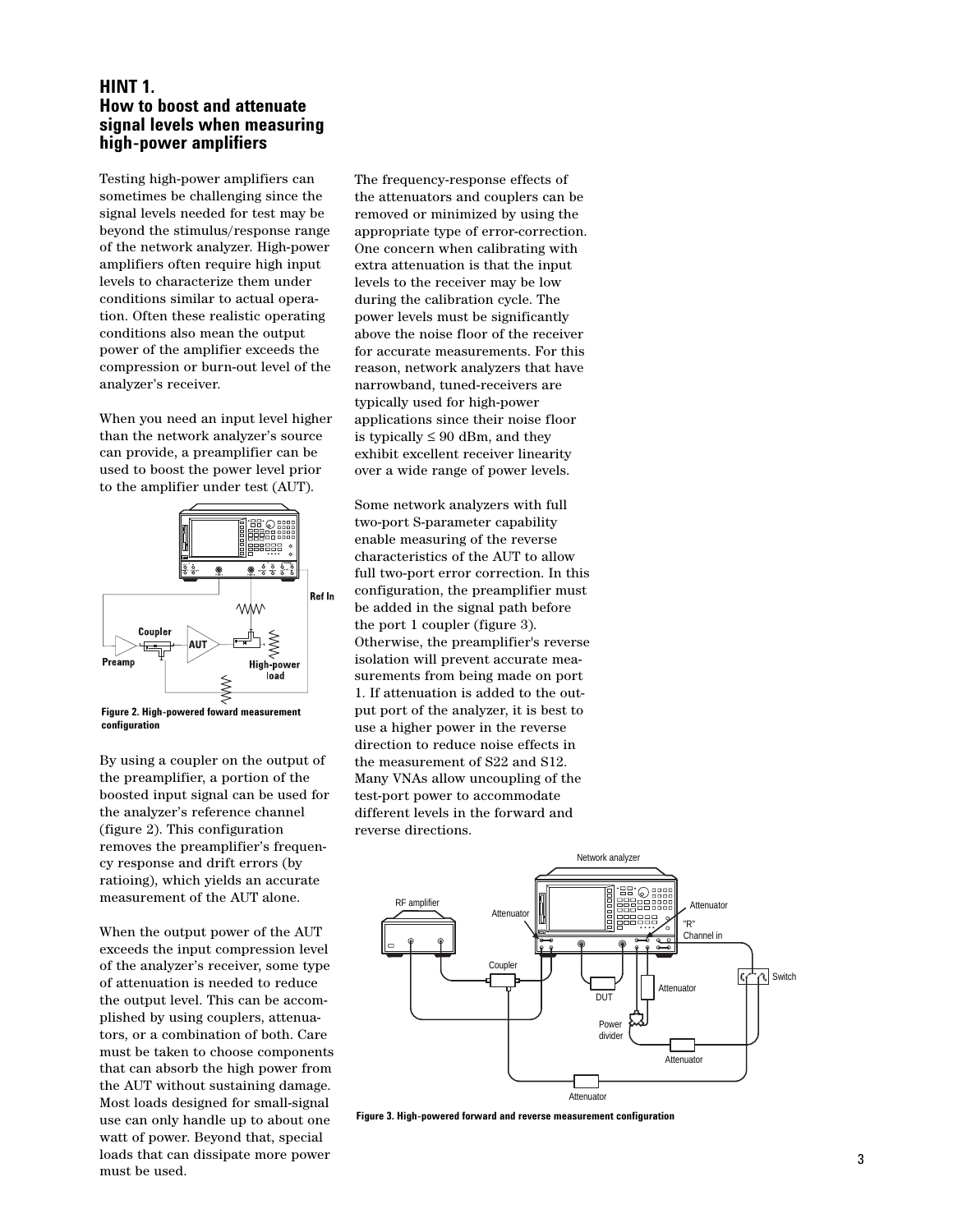## HINT 1. How to boost and attenuate signal levels when measuring high-power amplifiers

Testing high-power amplifiers can sometimes be challenging since the signal levels needed for test may be beyond the stimulus/response range of the network analyzer. High-power amplifiers often require high input levels to characterize them under conditions similar to actual operation. Often these realistic operating conditions also mean the output power of the amplifier exceeds the compression or burn-out level of the analyzer's receiver.

When you need an input level higher than the network analyzer's source can provide, a preamplifier can be used to boost the power level prior to the amplifier under test (AUT).

**Figure 2. High-powered foward measurement configuration**

By using a coupler on the output of the preamplifier, a portion of the boosted input signal can be used for the analyzer's reference channel (figure 2). This configuration removes the preamplifier's frequency response and drift errors (by ratioing), which yields an accurate measurement of the AUT alone.

When the output power of the AUT exceeds the input compression level of the analyzer's receiver, some type of attenuation is needed to reduce the output level. This can be accomplished by using couplers, attenuators, or a combination of both. Care must be taken to choose components that can absorb the high power from the AUT without sustaining damage. Most loads designed for small-signal use can only handle up to about one watt of power. Beyond that, special loads that can dissipate more power must be used.

The frequency-response effects of the attenuators and couplers can be removed or minimized by using the appropriate type of error-correction. One concern when calibrating with extra attenuation is that the input levels to the receiver may be low during the calibration cycle. The power levels must be significantly above the noise floor of the receiver for accurate measurements. For this reason, network analyzers that have narrowband, tuned-receivers are typically used for high-power applications since their noise floor is typically ≤ 90 dBm, and they exhibit excellent receiver linearity over a wide range of power levels.

Some network analyzers with full two-port S-parameter capability enable measuring of the reverse characteristics of the AUT to allow full two-port error correction. In this configuration, the preamplifier must be added in the signal path before the port 1 coupler (figure 3). Otherwise, the preamplifier's reverse isolation will prevent accurate measurements from being made on port 1. If attenuation is added to the output port of the analyzer, it is best to use a higher power in the reverse direction to reduce noise effects in the measurement of S22 and S12. Many VNAs allow uncoupling of the test-port power to accommodate different levels in the forward and reverse directions.

**Figure 3. High-powered forward and reverse measurement configuration**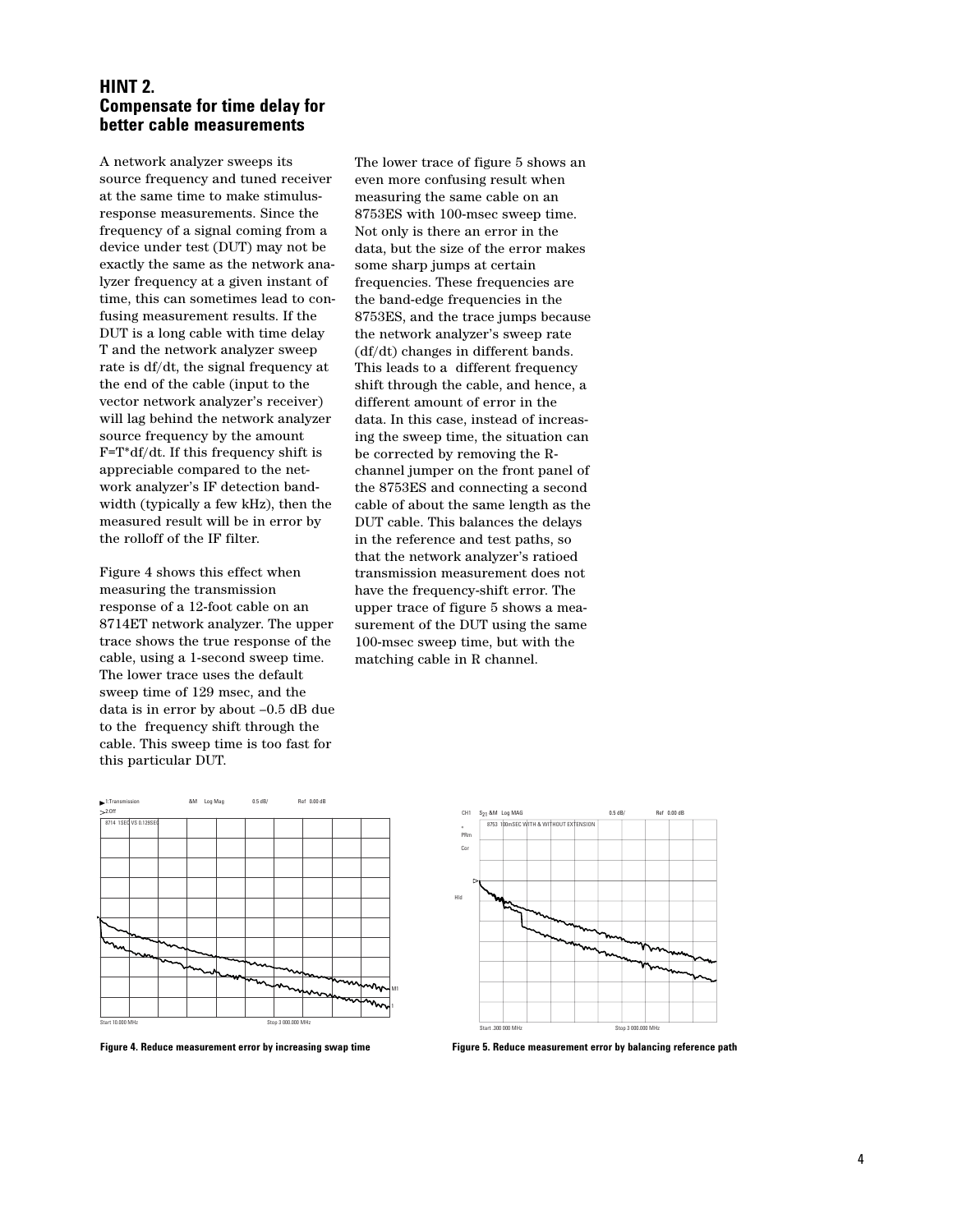## HINT 2. Compensate for time delay for better cable measurements

A network analyzer sweeps its source frequency and tuned receiver at the same time to make stimulus-response measurements. Since the frequency of a signal coming from a device under test (DUT) may not be exactly the same as the network analyzer frequency at a given instant of time, this can sometimes lead to confusing measurement results. If the DUT is a long cable with time delay T and the network analyzer sweep rate is df/dt, the signal frequency at the end of the cable (input to the vector network analyzer's receiver) will lag behind the network analyzer source frequency by the amount $F = T * df/dt$. If this frequency shift is appreciable compared to the network analyzer's IF detection bandwidth (typically a few kHz), then the measured result will be in error by the rolloff of the IF filter.

Figure 4 shows this effect when measuring the transmission response of a 12-foot cable on an 8714ET network analyzer. The upper trace shows the true response of the cable, using a 1-second sweep time. The lower trace uses the default sweep time of 129 msec, and the data is in error by about –0.5 dB due to the frequency shift through the cable. This sweep time is too fast for this particular DUT.

The lower trace of figure 5 shows an even more confusing result when measuring the same cable on an 8753ES with 100-msec sweep time. Not only is there an error in the data, but the size of the error makes some sharp jumps at certain frequencies. These frequencies are the band-edge frequencies in the 8753ES, and the trace jumps because the network analyzer's sweep rate (df/dt) changes in different bands. This leads to a different frequency shift through the cable, and hence, a different amount of error in the data. In this case, instead of increasing the sweep time, the situation can be corrected by removing the R-channel jumper on the front panel of the 8753ES and connecting a second cable of about the same length as the DUT cable. This balances the delays in the reference and test paths, so that the network analyzer's ratioed transmission measurement does not have the frequency-shift error. The upper trace of figure 5 shows a measurement of the DUT using the same 100-msec sweep time, but with the matching cable in R channel.

**Figure 4. Reduce measurement error by increasing swap time**

**Figure 5. Reduce measurement error by balancing reference path**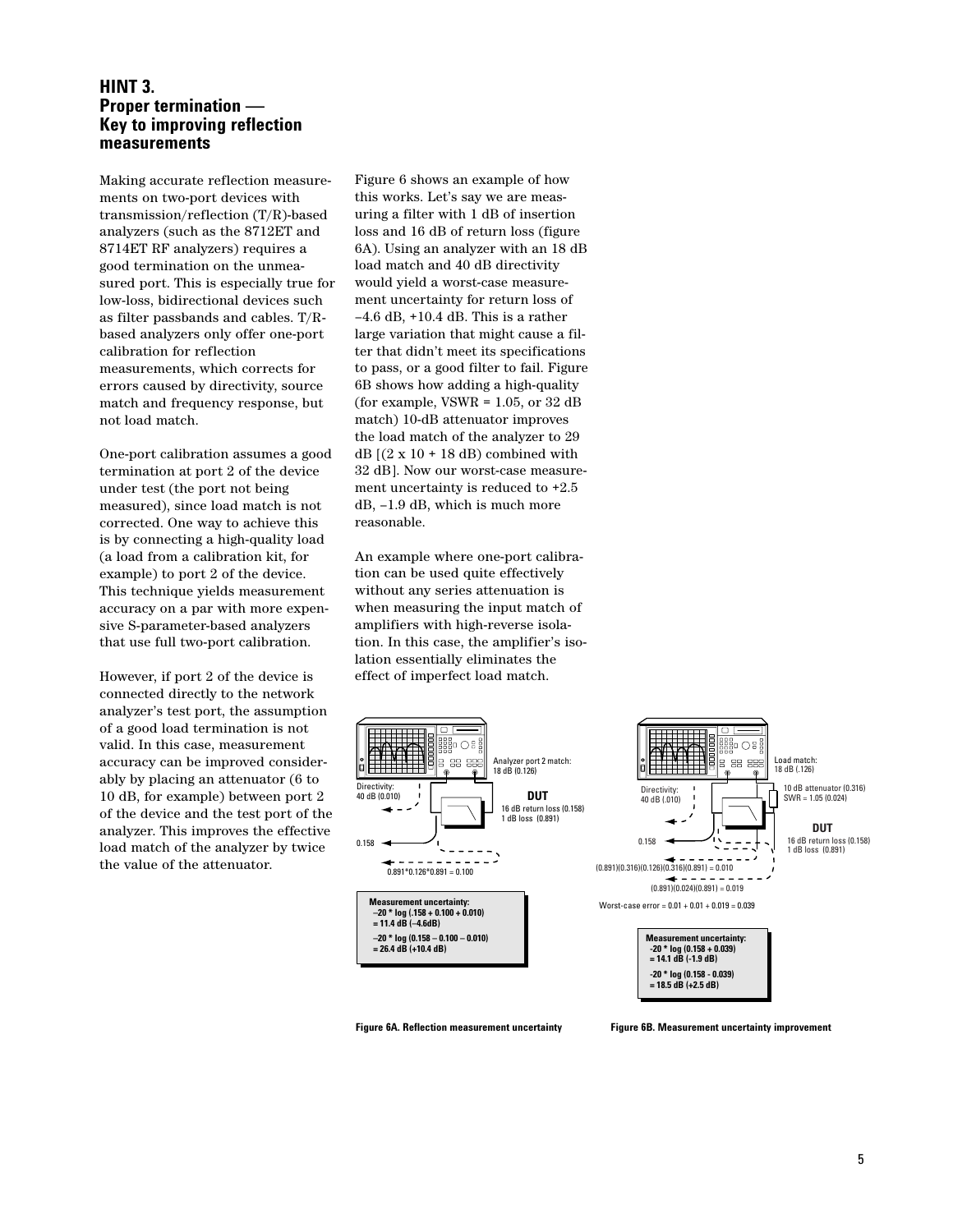## HINT 3.
## Proper termination — Key to improving reflection measurements

Making accurate reflection measurements on two-port devices with transmission/reflection (T/R)-based analyzers (such as the 8712ET and 8714ET RF analyzers) requires a good termination on the unmeasured port. This is especially true for low-loss, bidirectional devices such as filter passbands and cables. T/R-based analyzers only offer one-port calibration for reflection measurements, which corrects for errors caused by directivity, source match and frequency response, but not load match.

One-port calibration assumes a good termination at port 2 of the device under test (the port not being measured), since load match is not corrected. One way to achieve this is by connecting a high-quality load (a load from a calibration kit, for example) to port 2 of the device. This technique yields measurement accuracy on a par with more expensive S-parameter-based analyzers that use full two-port calibration.

However, if port 2 of the device is connected directly to the network analyzer's test port, the assumption of a good load termination is not valid. In this case, measurement accuracy can be improved considerably by placing an attenuator (6 to 10 dB, for example) between port 2 of the device and the test port of the analyzer. This improves the effective load match of the analyzer by twice the value of the attenuator.

Figure 6 shows an example of how this works. Let's say we are measuring a filter with 1 dB of insertion loss and 16 dB of return loss (figure 6A). Using an analyzer with an 18 dB load match and 40 dB directivity would yield a worst-case measurement uncertainty for return loss of –4.6 dB, +10.4 dB. This is a rather large variation that might cause a filter that didn't meet its specifications to pass, or a good filter to fail. Figure 6B shows how adding a high-quality (for example, VSWR = 1.05, or 32 dB match) 10-dB attenuator improves the load match of the analyzer to 29 dB [(2 x 10 + 18 dB) combined with 32 dB]. Now our worst-case measurement uncertainty is reduced to +2.5 dB, –1.9 dB, which is much more reasonable.

An example where one-port calibration can be used quite effectively without any series attenuation is when measuring the input match of amplifiers with high-reverse isolation. In this case, the amplifier's isolation essentially eliminates the effect of imperfect load match.

Directivity: 40 dB (0.010)
Analyzer port 2 match: 18 dB (0.126)
DUT
16 dB return loss (0.158)
1 dB loss (0.891)
0.158
0.891*0.126*0.891 = 0.100

**Measurement uncertainty:**
**–20 * log (.158 + 0.100 + 0.010) = 11.4 dB (–4.6dB)**
**–20 * log (0.158 – 0.100 – 0.010) = 26.4 dB (+10.4 dB)**

Figure 6A. Reflection measurement uncertainty

Directivity: 40 dB (.010)
Load match: 18 dB (.126)
10 dB attenuator (0.316)
SWR = 1.05 (0.024)
DUT
16 dB return loss (0.158)
1 dB loss (0.891)
0.158
(0.891)(0.316)(0.126)(0.316)(0.891) = 0.010
(0.891)(0.024)(0.891) = 0.019
Worst-case error = 0.01 + 0.01 + 0.019 = 0.039

**Measurement uncertainty:**
**-20 * log (0.158 + 0.039) = 14.1 dB (-1.9 dB)**
**-20 * log (0.158 - 0.039) = 18.5 dB (+2.5 dB)**

Figure 6B. Measurement uncertainty improvement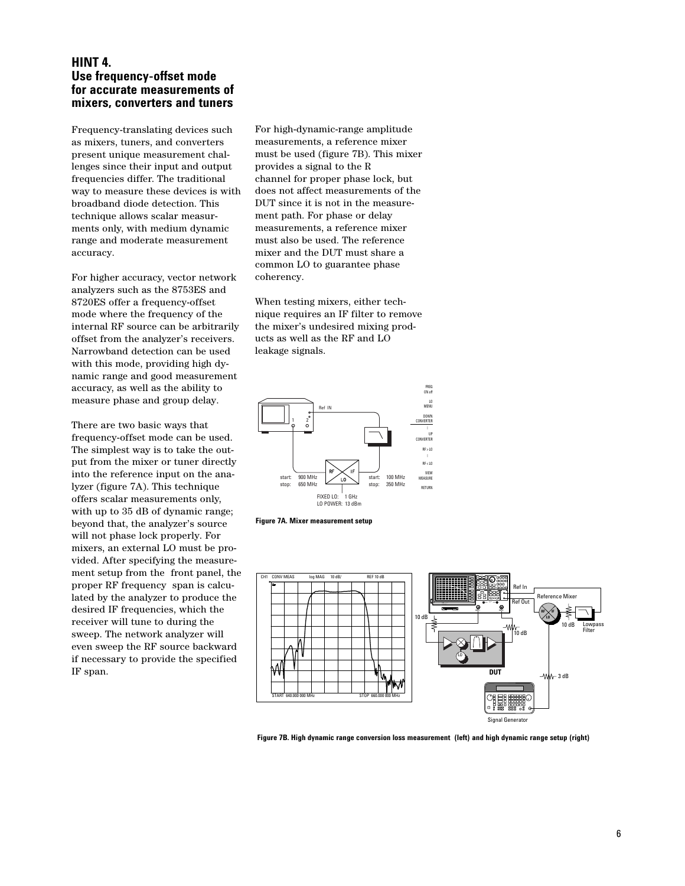## HINT 4. Use frequency-offset mode for accurate measurements of mixers, converters and tuners

Frequency-translating devices such as mixers, tuners, and converters present unique measurement challenges since their input and output frequencies differ. The traditional way to measure these devices is with broadband diode detection. This technique allows scalar measurments only, with medium dynamic range and moderate measurement accuracy.

For higher accuracy, vector network analyzers such as the 8753ES and 8720ES offer a frequency-offset mode where the frequency of the internal RF source can be arbitrarily offset from the analyzer's receivers. Narrowband detection can be used with this mode, providing high dynamic range and good measurement accuracy, as well as the ability to measure phase and group delay.

There are two basic ways that frequency-offset mode can be used. The simplest way is to take the output from the mixer or tuner directly into the reference input on the analyzer (figure 7A). This technique offers scalar measurements only, with up to 35 dB of dynamic range; beyond that, the analyzer's source will not phase lock properly. For mixers, an external LO must be provided. After specifying the measurement setup from the front panel, the proper RF frequency span is calculated by the analyzer to produce the desired IF frequencies, which the receiver will tune to during the sweep. The network analyzer will even sweep the RF source backward if necessary to provide the specified IF span.

For high-dynamic-range amplitude measurements, a reference mixer must be used (figure 7B). This mixer provides a signal to the R channel for proper phase lock, but does not affect measurements of the DUT since it is not in the measurement path. For phase or delay measurements, a reference mixer must also be used. The reference mixer and the DUT must share a common LO to guarantee phase coherency.

When testing mixers, either technique requires an IF filter to remove the mixer's undesired mixing products as well as the RF and LO leakage signals.

**Figure 7A. Mixer measurement setup**

**Figure 7B. High dynamic range conversion loss measurement (left) and high dynamic range setup (right)**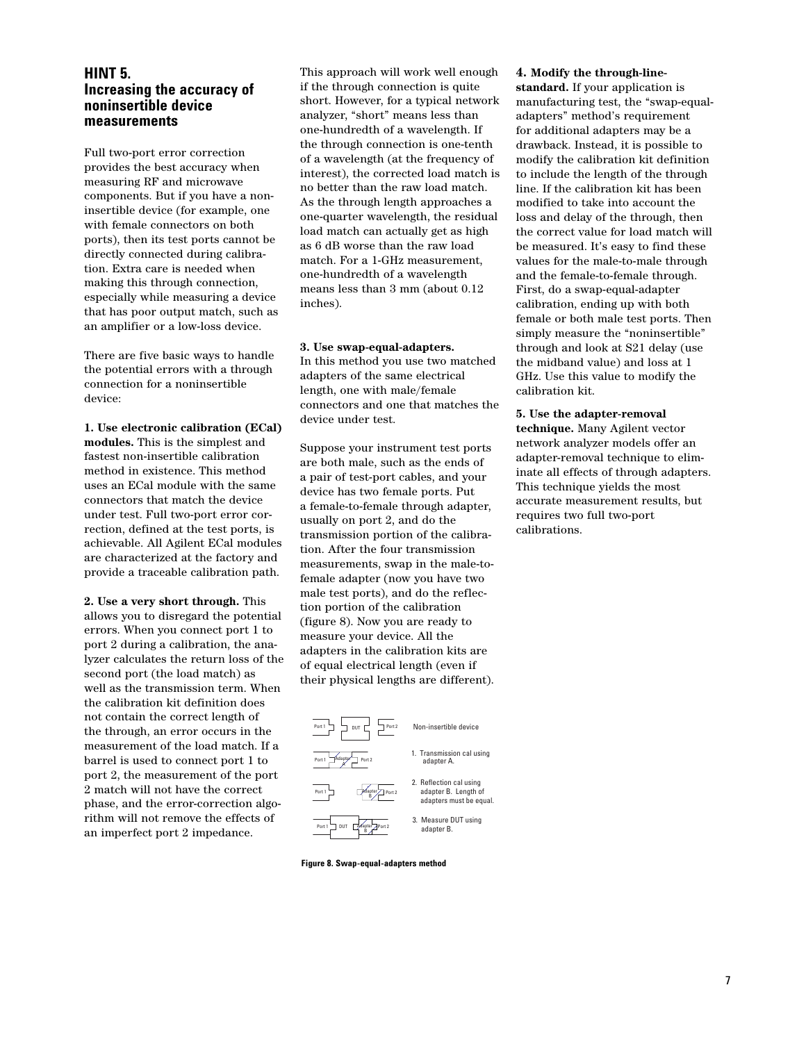## HINT 5. Increasing the accuracy of noninsertible device measurements

Full two-port error correction provides the best accuracy when measuring RF and microwave components. But if you have a noninsertible device (for example, one with female connectors on both ports), then its test ports cannot be directly connected during calibration. Extra care is needed when making this through connection, especially while measuring a device that has poor output match, such as an amplifier or a low-loss device.

There are five basic ways to handle the potential errors with a through connection for a noninsertible device:

**1. Use electronic calibration (ECal) modules.** This is the simplest and fastest non-insertible calibration method in existence. This method uses an ECal module with the same connectors that match the device under test. Full two-port error correction, defined at the test ports, is achievable. All Agilent ECal modules are characterized at the factory and provide a traceable calibration path.

**2. Use a very short through.** This allows you to disregard the potential errors. When you connect port 1 to port 2 during a calibration, the analyzer calculates the return loss of the second port (the load match) as well as the transmission term. When the calibration kit definition does not contain the correct length of the through, an error occurs in the measurement of the load match. If a barrel is used to connect port 1 to port 2, the measurement of the port 2 match will not have the correct phase, and the error-correction algorithm will not remove the effects of an imperfect port 2 impedance.

This approach will work well enough if the through connection is quite short. However, for a typical network analyzer, "short" means less than one-hundredth of a wavelength. If the through connection is one-tenth of a wavelength (at the frequency of interest), the corrected load match is no better than the raw load match. As the through length approaches a one-quarter wavelength, the residual load match can actually get as high as 6 dB worse than the raw load match. For a 1-GHz measurement, one-hundredth of a wavelength means less than 3 mm (about 0.12 inches).

**3. Use swap-equal-adapters.** In this method you use two matched adapters of the same electrical length, one with male/female connectors and one that matches the device under test.

Suppose your instrument test ports are both male, such as the ends of a pair of test-port cables, and your device has two female ports. Put a female-to-female through adapter, usually on port 2, and do the transmission portion of the calibration. After the four transmission measurements, swap in the male-to-female adapter (now you have two male test ports), and do the reflection portion of the calibration (figure 8). Now you are ready to measure your device. All the adapters in the calibration kits are of equal electrical length (even if their physical lengths are different).

Non-insertible device

1. Transmission cal using adapter A.
2. Reflection cal using adapter B. Length of adapters must be equal.
3. Measure DUT using adapter B.

**Figure 8. Swap-equal-adapters method**

**4. Modify the through-line-standard.** If your application is manufacturing test, the "swap-equal-adapters" method's requirement for additional adapters may be a drawback. Instead, it is possible to modify the calibration kit definition to include the length of the through line. If the calibration kit has been modified to take into account the loss and delay of the through, then the correct value for load match will be measured. It's easy to find these values for the male-to-male through and the female-to-female through. First, do a swap-equal-adapter calibration, ending up with both female or both male test ports. Then simply measure the "noninsertible" through and look at S21 delay (use the midband value) and loss at 1 GHz. Use this value to modify the calibration kit.

**5. Use the adapter-removal technique.** Many Agilent vector network analyzer models offer an adapter-removal technique to eliminate all effects of through adapters. This technique yields the most accurate measurement results, but requires two full two-port calibrations.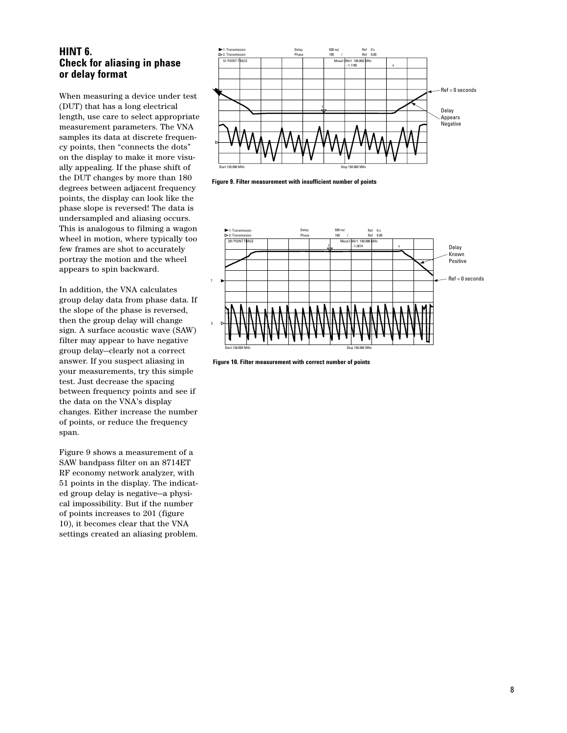## HINT 6. Check for aliasing in phase or delay format

When measuring a device under test (DUT) that has a long electrical length, use care to select appropriate measurement parameters. The VNA samples its data at discrete frequency points, then "connects the dots" on the display to make it more visually appealing. If the phase shift of the DUT changes by more than 180 degrees between adjacent frequency points, the display can look like the phase slope is reversed! The data is undersampled and aliasing occurs. This is analogous to filming a wagon wheel in motion, where typically too few frames are shot to accurately portray the motion and the wheel appears to spin backward.

In addition, the VNA calculates group delay data from phase data. If the slope of the phase is reversed, then the group delay will change sign. A surface acoustic wave (SAW) filter may appear to have negative group delay–clearly not a correct answer. If you suspect aliasing in your measurements, try this simple test. Just decrease the spacing between frequency points and see if the data on the VNA's display changes. Either increase the number of points, or reduce the frequency span.

Figure 9 shows a measurement of a SAW bandpass filter on an 8714ET RF economy network analyzer, with 51 points in the display. The indicated group delay is negative–a physical impossibility. But if the number of points increases to 201 (figure 10), it becomes clear that the VNA settings created an aliasing problem.

Figure 9. Filter measurement with insufficient number of points

Figure 10. Filter measurement with correct number of points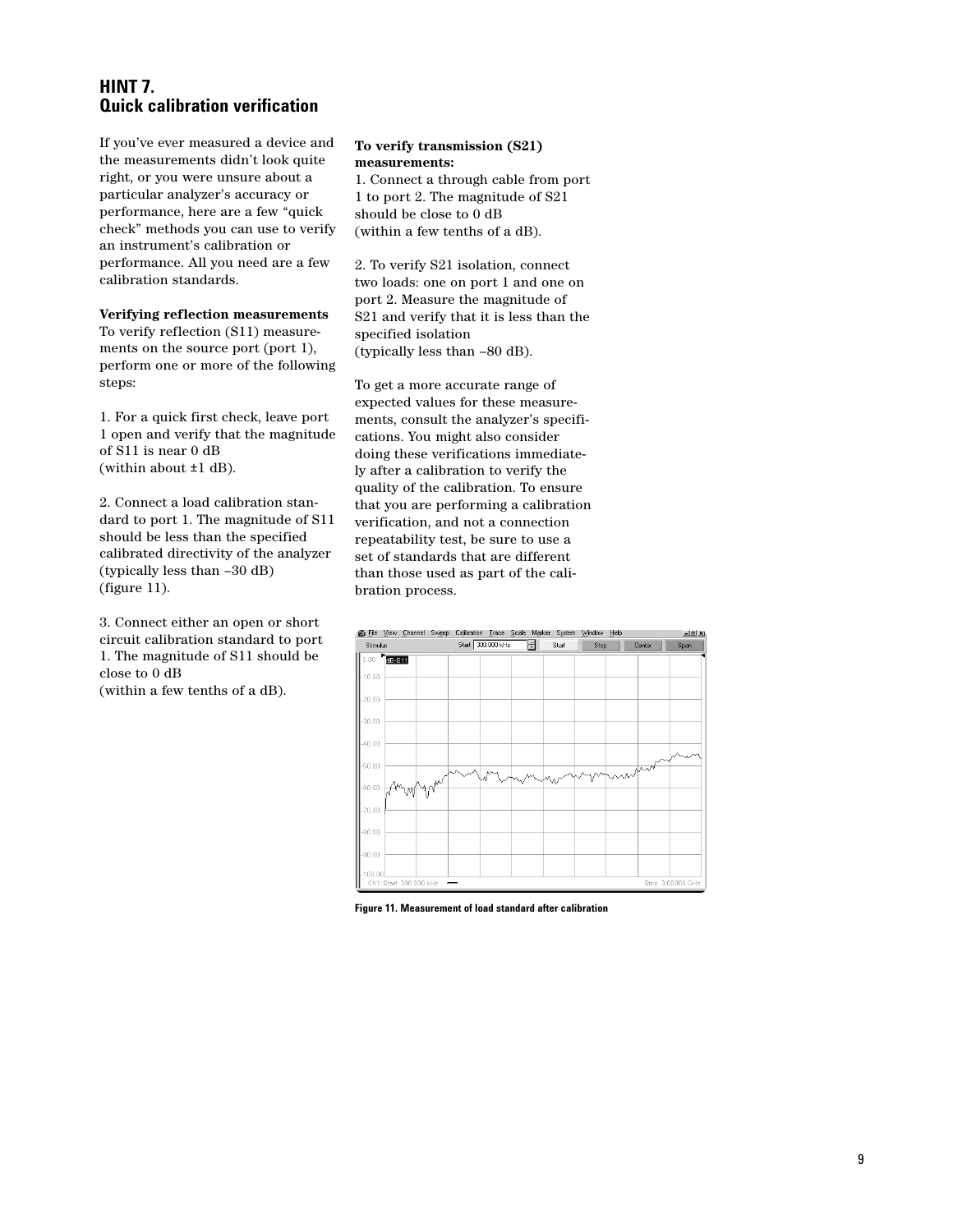## HINT 7. Quick calibration verification

If you've ever measured a device and the measurements didn't look quite right, or you were unsure about a particular analyzer's accuracy or performance, here are a few "quick check" methods you can use to verify an instrument's calibration or performance. All you need are a few calibration standards.

**Verifying reflection measurements**

To verify reflection (S11) measurements on the source port (port 1), perform one or more of the following steps:

1. For a quick first check, leave port 1 open and verify that the magnitude of S11 is near 0 dB (within about ±1 dB).

2. Connect a load calibration standard to port 1. The magnitude of S11 should be less than the specified calibrated directivity of the analyzer (typically less than –30 dB) (figure 11).

3. Connect either an open or short circuit calibration standard to port 1. The magnitude of S11 should be close to 0 dB (within a few tenths of a dB).

**To verify transmission (S21) measurements:**

1. Connect a through cable from port 1 to port 2. The magnitude of S21 should be close to 0 dB (within a few tenths of a dB).

2. To verify S21 isolation, connect two loads: one on port 1 and one on port 2. Measure the magnitude of S21 and verify that it is less than the specified isolation (typically less than –80 dB).

To get a more accurate range of expected values for these measurements, consult the analyzer's specifications. You might also consider doing these verifications immediately after a calibration to verify the quality of the calibration. To ensure that you are performing a calibration verification, and not a connection repeatability test, be sure to use a set of standards that are different than those used as part of the calibration process.

**Figure 11. Measurement of load standard after calibration**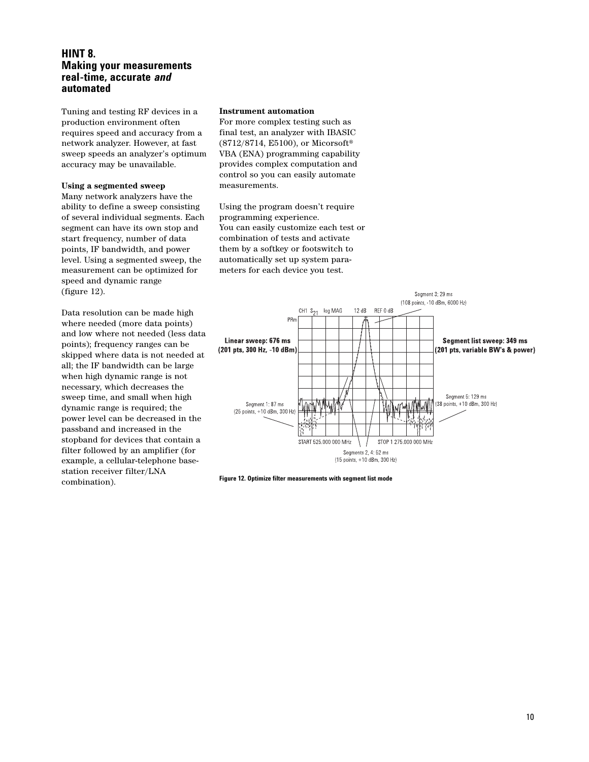## HINT 8. Making your measurements real-time, accurate *and* automated

Tuning and testing RF devices in a production environment often requires speed and accuracy from a network analyzer. However, at fast sweep speeds an analyzer's optimum accuracy may be unavailable.

**Using a segmented sweep**

Many network analyzers have the ability to define a sweep consisting of several individual segments. Each segment can have its own stop and start frequency, number of data points, IF bandwidth, and power level. Using a segmented sweep, the measurement can be optimized for speed and dynamic range (figure 12).

Data resolution can be made high where needed (more data points) and low where not needed (less data points); frequency ranges can be skipped where data is not needed at all; the IF bandwidth can be large when high dynamic range is not necessary, which decreases the sweep time, and small when high dynamic range is required; the power level can be decreased in the passband and increased in the stopband for devices that contain a filter followed by an amplifier (for example, a cellular-telephone base-station receiver filter/LNA combination).

**Instrument automation**

For more complex testing such as final test, an analyzer with IBASIC (8712/8714, E5100), or Micorsoft® VBA (ENA) programming capability provides complex computation and control so you can easily automate measurements.

Using the program doesn't require programming experience.
You can easily customize each test or combination of tests and activate them by a softkey or footswitch to automatically set up system parameters for each device you test.

CH1 $S_{21}$ log MAG 12 dB REF 0 dB

Linear sweep: 676 ms (201 pts, 300 Hz, -10 dBm)

Segment list sweep: 349 ms (201 pts, variable BW's & power)

Segment 1: 87 ms (25 points, +10 dBm, 300 Hz)

Segments 2, 4: 52 ms (15 points, +10 dBm, 300 Hz)

Segment 3; 29 ms (108 points, -10 dBm, 6000 Hz)

Segment 5: 129 ms (38 points, +10 dBm, 300 Hz)

START 525.000 000 MHz STOP 1 275.000 000 MHz

Figure 12. Optimize filter measurements with segment list mode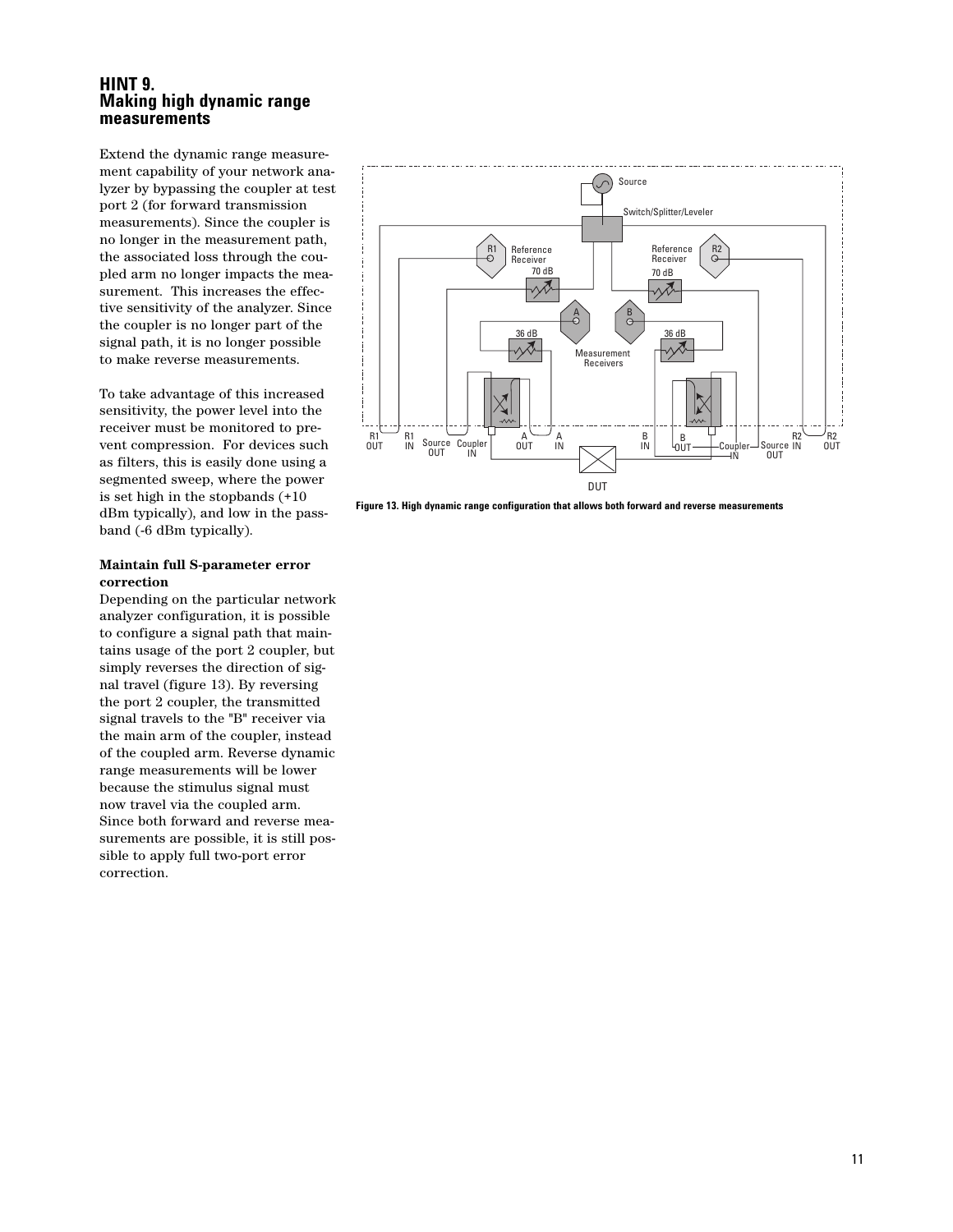## HINT 9. Making high dynamic range measurements

Extend the dynamic range measurement capability of your network analyzer by bypassing the coupler at test port 2 (for forward transmission measurements). Since the coupler is no longer in the measurement path, the associated loss through the coupled arm no longer impacts the measurement. This increases the effective sensitivity of the analyzer. Since the coupler is no longer part of the signal path, it is no longer possible to make reverse measurements.

To take advantage of this increased sensitivity, the power level into the receiver must be monitored to prevent compression. For devices such as filters, this is easily done using a segmented sweep, where the power is set high in the stopbands (+10 dBm typically), and low in the passband (-6 dBm typically).

**Maintain full S-parameter error correction**

Depending on the particular network analyzer configuration, it is possible to configure a signal path that maintains usage of the port 2 coupler, but simply reverses the direction of signal travel (figure 13). By reversing the port 2 coupler, the transmitted signal travels to the "B" receiver via the main arm of the coupler, instead of the coupled arm. Reverse dynamic range measurements will be lower because the stimulus signal must now travel via the coupled arm. Since both forward and reverse measurements are possible, it is still possible to apply full two-port error correction.

**Figure 13. High dynamic range configuration that allows both forward and reverse measurements**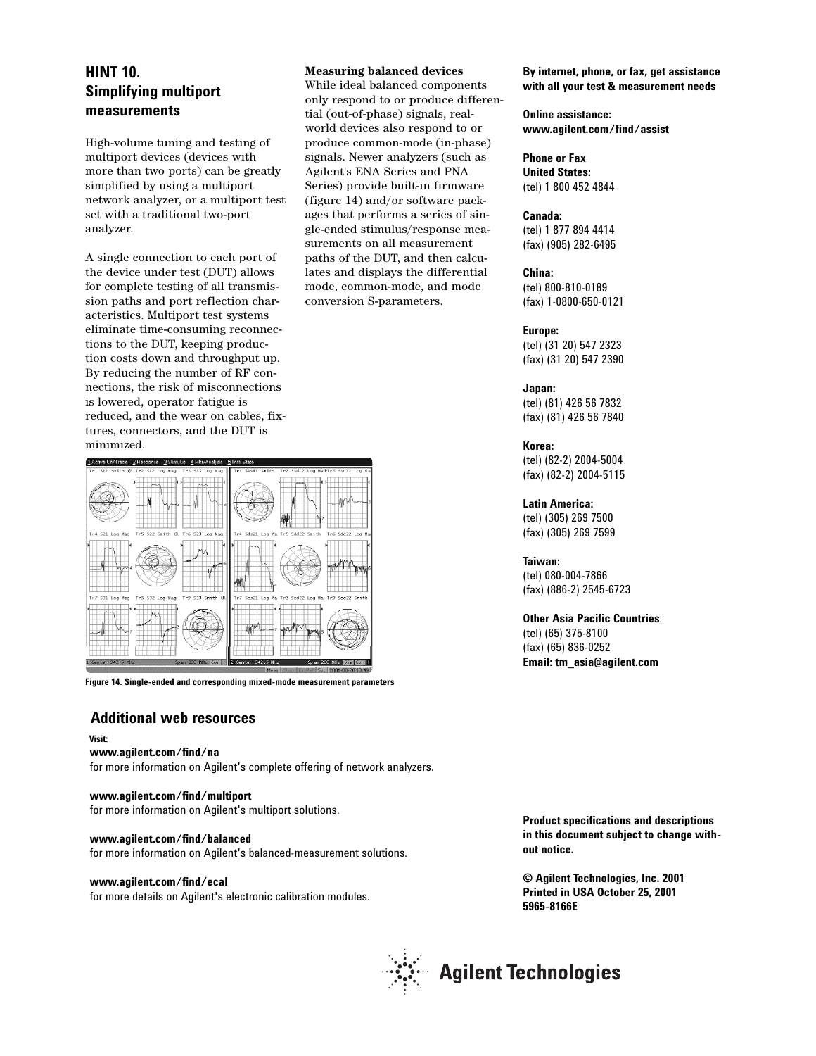## HINT 10. Simplifying multiport measurements

High-volume tuning and testing of multiport devices (devices with more than two ports) can be greatly simplified by using a multiport network analyzer, or a multiport test set with a traditional two-port analyzer.

A single connection to each port of the device under test (DUT) allows for complete testing of all transmission paths and port reflection characteristics. Multiport test systems eliminate time-consuming reconnections to the DUT, keeping production costs down and throughput up. By reducing the number of RF connections, the risk of misconnections is lowered, operator fatigue is reduced, and the wear on cables, fixtures, connectors, and the DUT is minimized.

**Measuring balanced devices**

While ideal balanced components only respond to or produce differential (out-of-phase) signals, real-world devices also respond to or produce common-mode (in-phase) signals. Newer analyzers (such as Agilent's ENA Series and PNA Series) provide built-in firmware (figure 14) and/or software packages that performs a series of single-ended stimulus/response measurements on all measurement paths of the DUT, and then calculates and displays the differential mode, common-mode, and mode conversion S-parameters.

**Figure 14. Single-ended and corresponding mixed-mode measurement parameters**

## Additional web resources

**Visit:**

**www.agilent.com/find/na**
for more information on Agilent's complete offering of network analyzers.

**www.agilent.com/find/multiport**
for more information on Agilent's multiport solutions.

**www.agilent.com/find/balanced**
for more information on Agilent's balanced-measurement solutions.

**www.agilent.com/find/ecal**
for more details on Agilent's electronic calibration modules.

**By internet, phone, or fax, get assistance with all your test & measurement needs**

**Online assistance:**
**www.agilent.com/find/assist**

**Phone or Fax**

**United States:**
(tel) 1 800 452 4844

**Canada:**
(tel) 1 877 894 4414
(fax) (905) 282-6495

**China:**
(tel) 800-810-0189
(fax) 1-0800-650-0121

**Europe:**
(tel) (31 20) 547 2323
(fax) (31 20) 547 2390

**Japan:**
(tel) (81) 426 56 7832
(fax) (81) 426 56 7840

**Korea:**
(tel) (82-2) 2004-5004
(fax) (82-2) 2004-5115

**Latin America:**
(tel) (305) 269 7500
(fax) (305) 269 7599

**Taiwan:**
(tel) 080-004-7866
(fax) (886-2) 2545-6723

**Other Asia Pacific Countries**:
(tel) (65) 375-8100
(fax) (65) 836-0252
**Email: tm_asia@agilent.com**

**Product specifications and descriptions in this document subject to change without notice.**

**© Agilent Technologies, Inc. 2001**
**Printed in USA October 25, 2001**
**5965-8166E**

**Agilent Technologies**